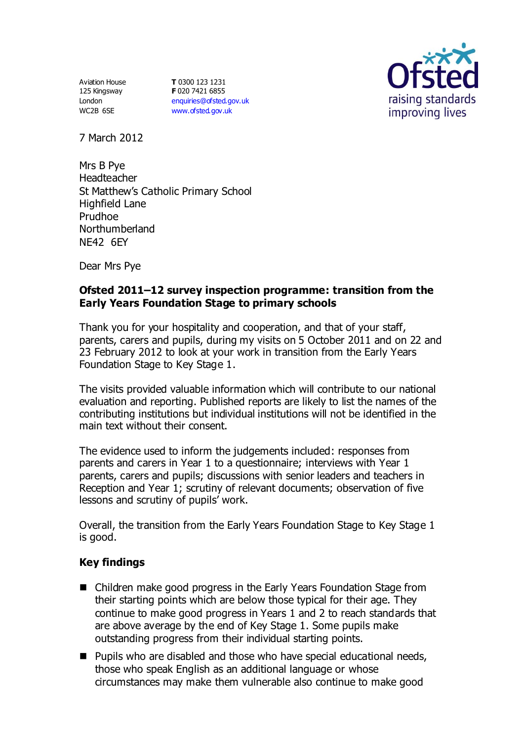Aviation House
125 Kingsway
London
WC2B 6SE

**T** 0300 123 1231
**F** 020 7421 6855
enquiries@ofsted.gov.uk
www.ofsted.gov.uk

7 March 2012

Mrs B Pye
Headteacher
St Matthew's Catholic Primary School
Highfield Lane
Prudhoe
Northumberland
NE42 6EY

Dear Mrs Pye

**Ofsted 2011–12 survey inspection programme: transition from the Early Years Foundation Stage to primary schools**

Thank you for your hospitality and cooperation, and that of your staff, parents, carers and pupils, during my visits on 5 October 2011 and on 22 and 23 February 2012 to look at your work in transition from the Early Years Foundation Stage to Key Stage 1.

The visits provided valuable information which will contribute to our national evaluation and reporting. Published reports are likely to list the names of the contributing institutions but individual institutions will not be identified in the main text without their consent.

The evidence used to inform the judgements included: responses from parents and carers in Year 1 to a questionnaire; interviews with Year 1 parents, carers and pupils; discussions with senior leaders and teachers in Reception and Year 1; scrutiny of relevant documents; observation of five lessons and scrutiny of pupils' work.

Overall, the transition from the Early Years Foundation Stage to Key Stage 1 is good.

## Key findings

- Children make good progress in the Early Years Foundation Stage from their starting points which are below those typical for their age. They continue to make good progress in Years 1 and 2 to reach standards that are above average by the end of Key Stage 1. Some pupils make outstanding progress from their individual starting points.
- Pupils who are disabled and those who have special educational needs, those who speak English as an additional language or whose circumstances may make them vulnerable also continue to make good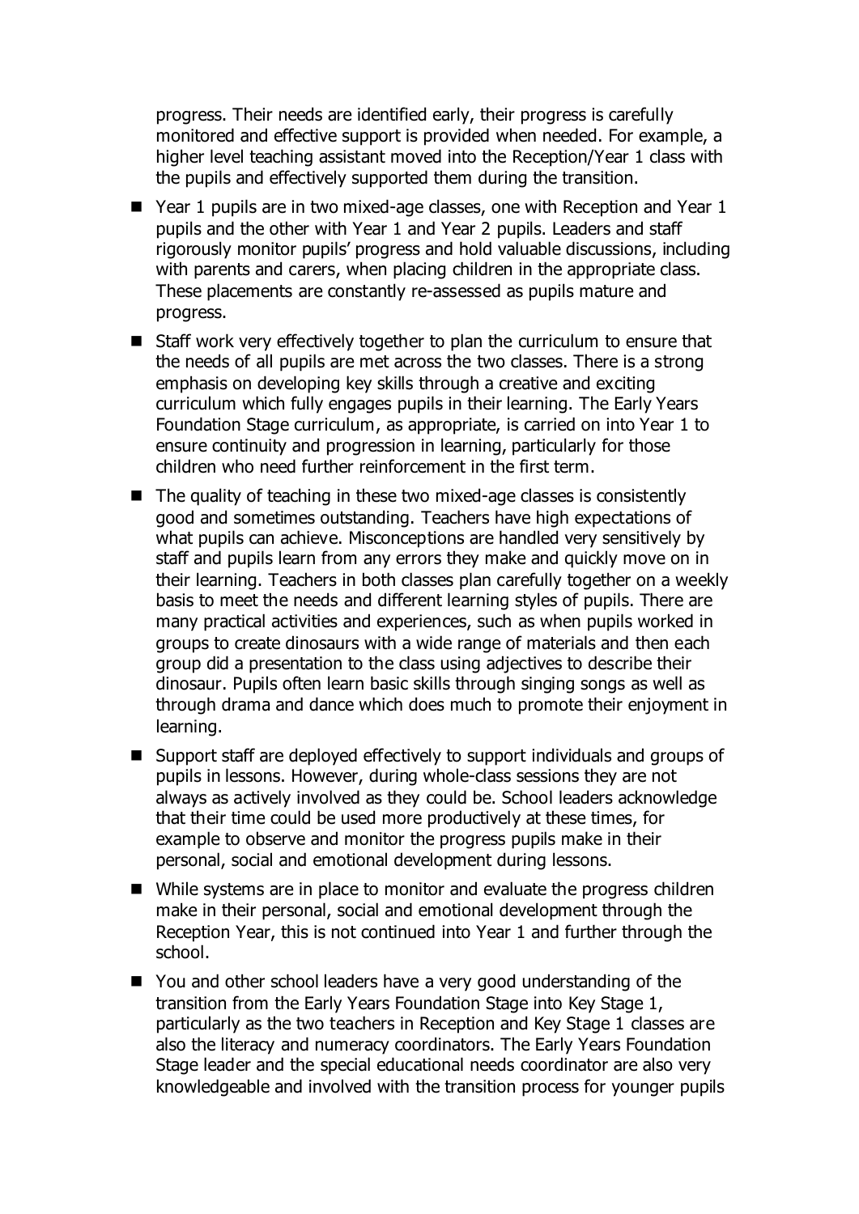progress. Their needs are identified early, their progress is carefully monitored and effective support is provided when needed. For example, a higher level teaching assistant moved into the Reception/Year 1 class with the pupils and effectively supported them during the transition.

- Year 1 pupils are in two mixed-age classes, one with Reception and Year 1 pupils and the other with Year 1 and Year 2 pupils. Leaders and staff rigorously monitor pupils' progress and hold valuable discussions, including with parents and carers, when placing children in the appropriate class. These placements are constantly re-assessed as pupils mature and progress.
- Staff work very effectively together to plan the curriculum to ensure that the needs of all pupils are met across the two classes. There is a strong emphasis on developing key skills through a creative and exciting curriculum which fully engages pupils in their learning. The Early Years Foundation Stage curriculum, as appropriate, is carried on into Year 1 to ensure continuity and progression in learning, particularly for those children who need further reinforcement in the first term.
- The quality of teaching in these two mixed-age classes is consistently good and sometimes outstanding. Teachers have high expectations of what pupils can achieve. Misconceptions are handled very sensitively by staff and pupils learn from any errors they make and quickly move on in their learning. Teachers in both classes plan carefully together on a weekly basis to meet the needs and different learning styles of pupils. There are many practical activities and experiences, such as when pupils worked in groups to create dinosaurs with a wide range of materials and then each group did a presentation to the class using adjectives to describe their dinosaur. Pupils often learn basic skills through singing songs as well as through drama and dance which does much to promote their enjoyment in learning.
- Support staff are deployed effectively to support individuals and groups of pupils in lessons. However, during whole-class sessions they are not always as actively involved as they could be. School leaders acknowledge that their time could be used more productively at these times, for example to observe and monitor the progress pupils make in their personal, social and emotional development during lessons.
- While systems are in place to monitor and evaluate the progress children make in their personal, social and emotional development through the Reception Year, this is not continued into Year 1 and further through the school.
- You and other school leaders have a very good understanding of the transition from the Early Years Foundation Stage into Key Stage 1, particularly as the two teachers in Reception and Key Stage 1 classes are also the literacy and numeracy coordinators. The Early Years Foundation Stage leader and the special educational needs coordinator are also very knowledgeable and involved with the transition process for younger pupils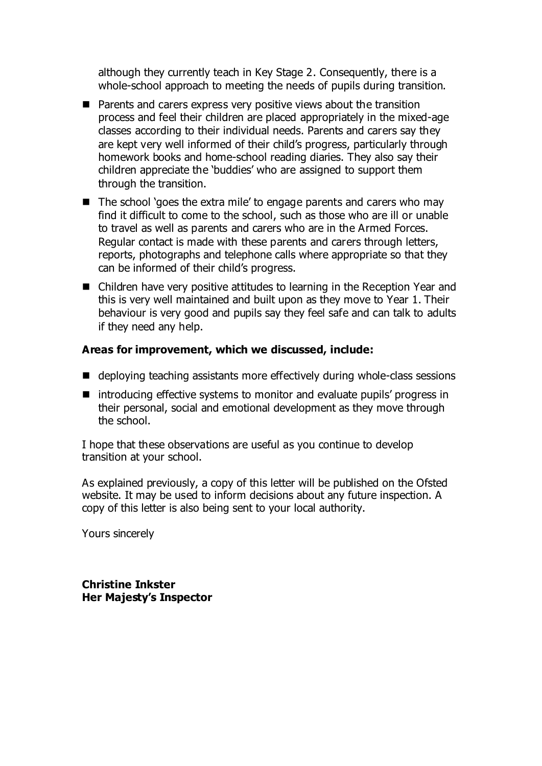although they currently teach in Key Stage 2. Consequently, there is a whole-school approach to meeting the needs of pupils during transition.

- Parents and carers express very positive views about the transition process and feel their children are placed appropriately in the mixed-age classes according to their individual needs. Parents and carers say they are kept very well informed of their child's progress, particularly through homework books and home-school reading diaries. They also say their children appreciate the 'buddies' who are assigned to support them through the transition.
- The school 'goes the extra mile' to engage parents and carers who may find it difficult to come to the school, such as those who are ill or unable to travel as well as parents and carers who are in the Armed Forces. Regular contact is made with these parents and carers through letters, reports, photographs and telephone calls where appropriate so that they can be informed of their child's progress.
- Children have very positive attitudes to learning in the Reception Year and this is very well maintained and built upon as they move to Year 1. Their behaviour is very good and pupils say they feel safe and can talk to adults if they need any help.

**Areas for improvement, which we discussed, include:**

- deploying teaching assistants more effectively during whole-class sessions
- introducing effective systems to monitor and evaluate pupils' progress in their personal, social and emotional development as they move through the school.

I hope that these observations are useful as you continue to develop transition at your school.

As explained previously, a copy of this letter will be published on the Ofsted website. It may be used to inform decisions about any future inspection. A copy of this letter is also being sent to your local authority.

Yours sincerely

**Christine Inkster**
**Her Majesty's Inspector**